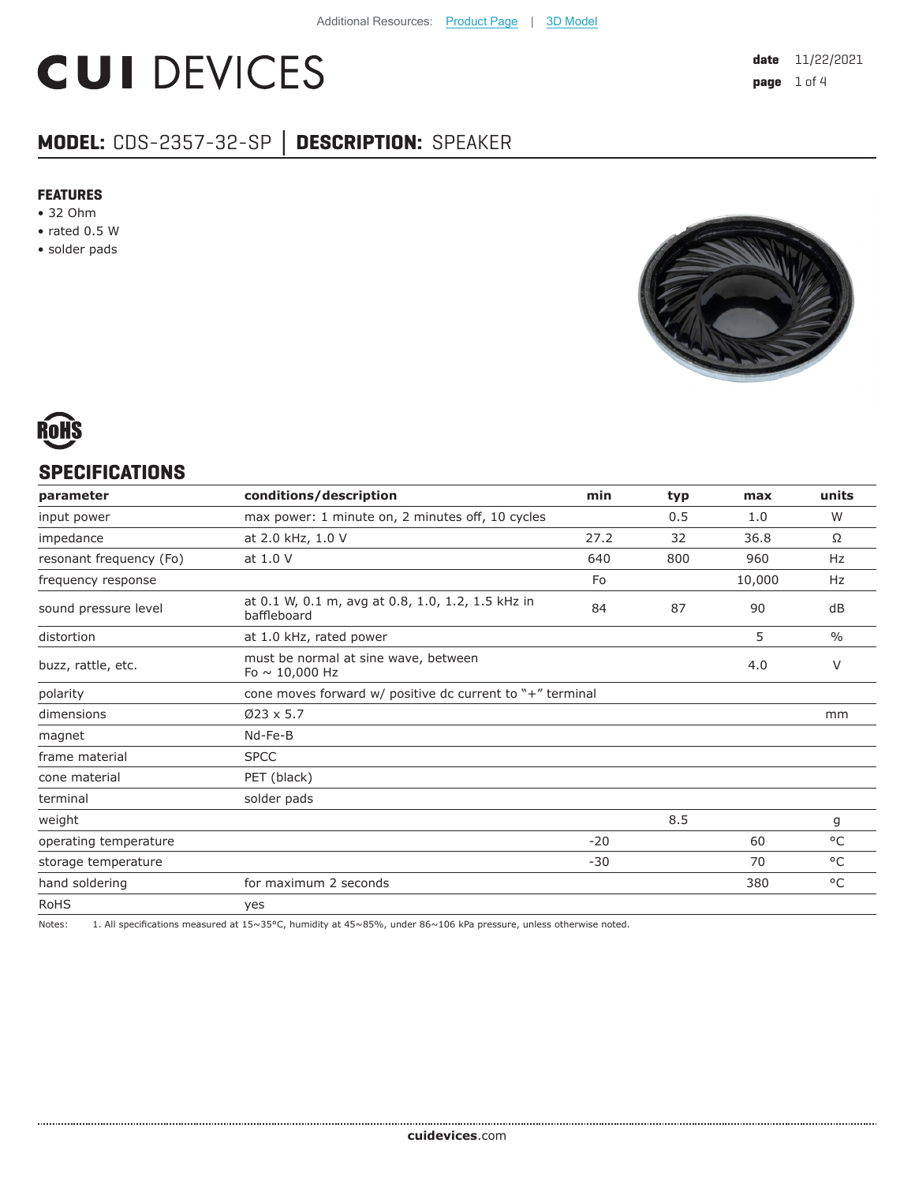Additional Resources: Product Page | 3D Model

# CUI DEVICES

**date** 11/22/2021

## MODEL: CDS-2357-32-SP │ DESCRIPTION: SPEAKER

### FEATURES

- 32 Ohm
- rated 0.5 W
- solder pads

RoHS

## SPECIFICATIONS

| parameter | conditions/description | min | typ | max | units |
|---|---|---|---|---|---|
| input power | max power: 1 minute on, 2 minutes off, 10 cycles | | 0.5 | 1.0 | W |
| impedance | at 2.0 kHz, 1.0 V | 27.2 | 32 | 36.8 | Ω |
| resonant frequency (Fo) | at 1.0 V | 640 | 800 | 960 | Hz |
| frequency response | | Fo | | 10,000 | Hz |
| sound pressure level | at 0.1 W, 0.1 m, avg at 0.8, 1.0, 1.2, 1.5 kHz in baffleboard | 84 | 87 | 90 | dB |
| distortion | at 1.0 kHz, rated power | | | 5 | % |
| buzz, rattle, etc. | must be normal at sine wave, between Fo ~ 10,000 Hz | | | 4.0 | V |
| polarity | cone moves forward w/ positive dc current to "+" terminal | | | | |
| dimensions | Ø23 x 5.7 | | | | mm |
| magnet | Nd-Fe-B | | | | |
| frame material | SPCC | | | | |
| cone material | PET (black) | | | | |
| terminal | solder pads | | | | |
| weight | | | 8.5 | | g |
| operating temperature | | -20 | | 60 | °C |
| storage temperature | | -30 | | 70 | °C |
| hand soldering | for maximum 2 seconds | | | 380 | °C |
| RoHS | yes | | | | |

Notes: 1. All specifications measured at 15~35°C, humidity at 45~85%, under 86~106 kPa pressure, unless otherwise noted.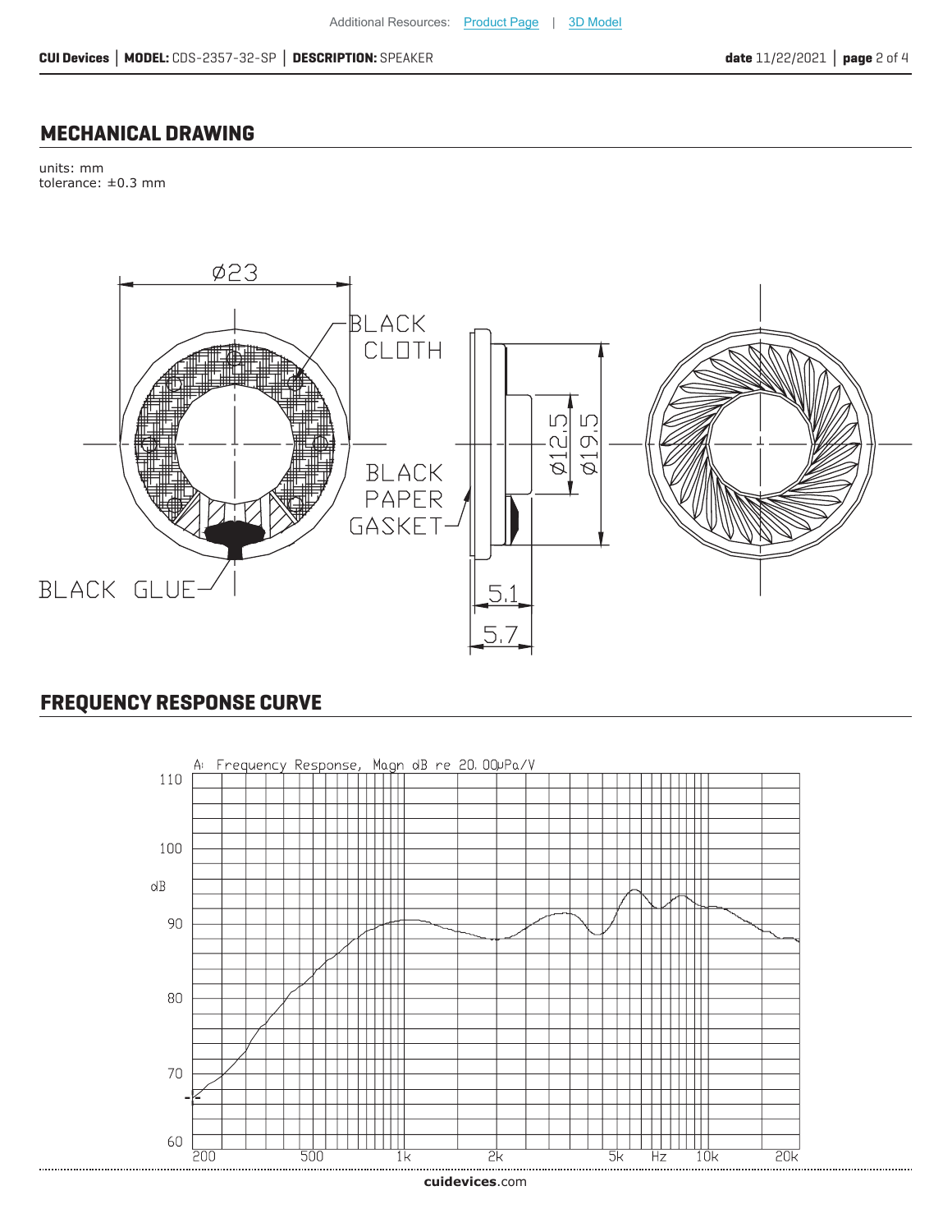## MECHANICAL DRAWING

units: mm
tolerance: ±0.3 mm

## FREQUENCY RESPONSE CURVE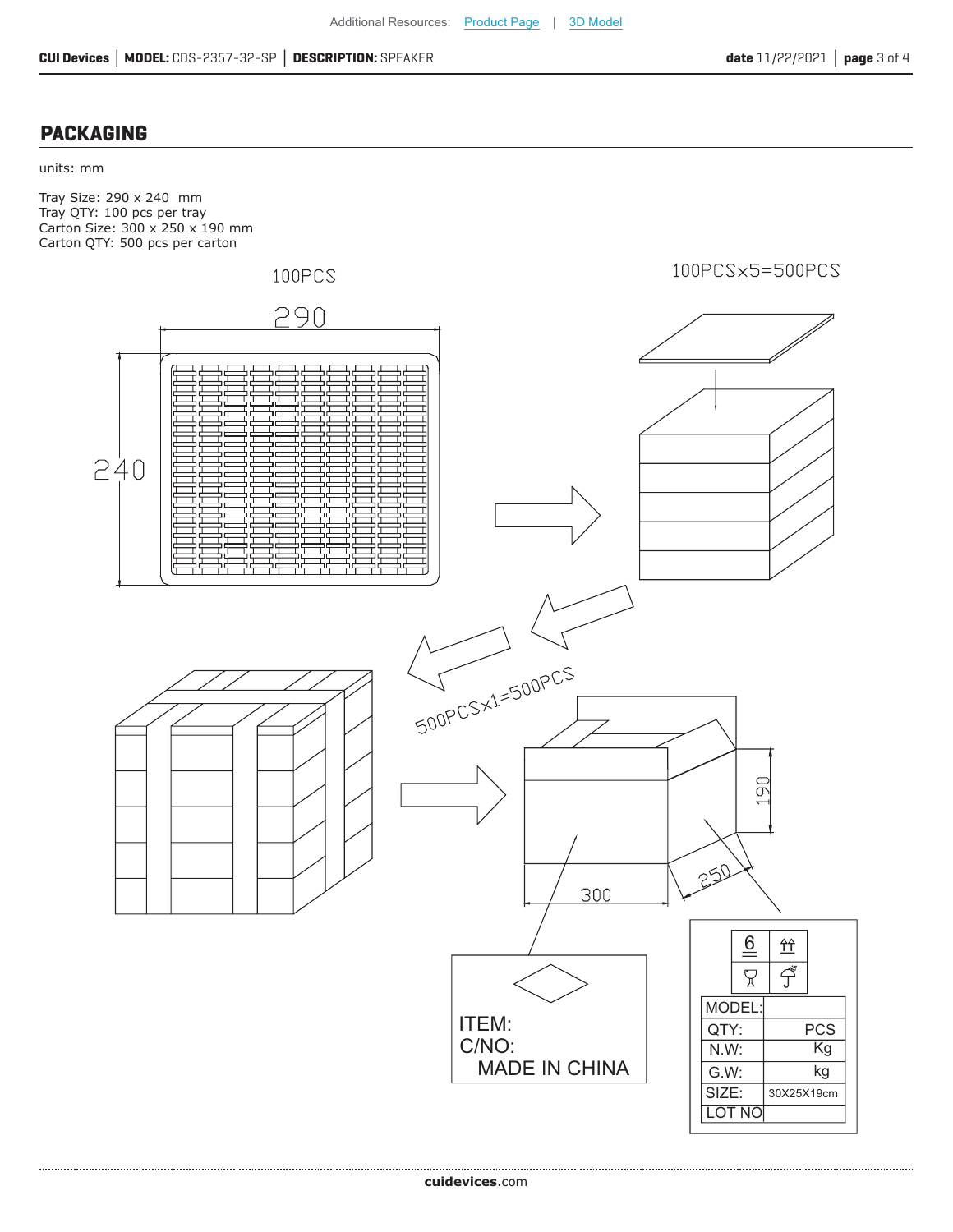## PACKAGING

units: mm

Tray Size: 290 x 240 mm
Tray QTY: 100 pcs per tray
Carton Size: 300 x 250 x 190 mm
Carton QTY: 500 pcs per carton

100PCS

100PCS×5=500PCS

500PCS×1=500PCS

ITEM:
C/NO:
MADE IN CHINA

| MODEL: | |
|---|---|
| QTY: | PCS |
| N.W: | Kg |
| G.W: | kg |
| SIZE: | 30X25X19cm |
| LOT NO | |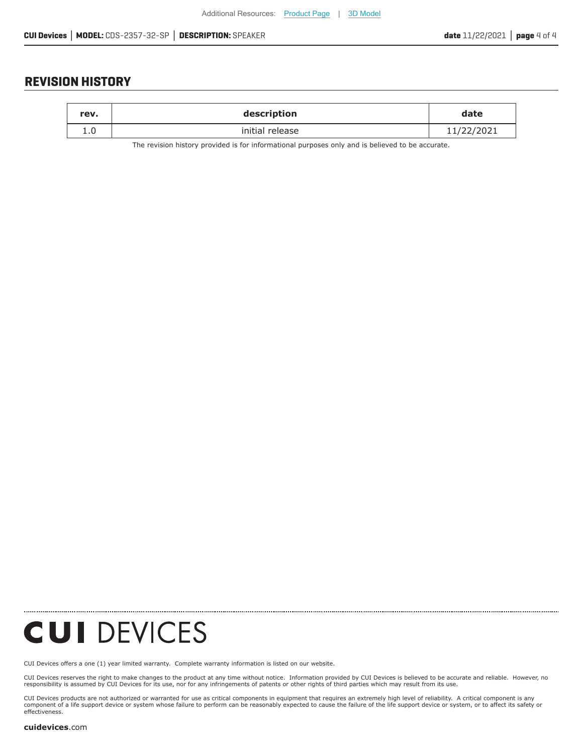## REVISION HISTORY

| rev. | description | date |
| --- | --- | --- |
| 1.0 | initial release | 11/22/2021 |

The revision history provided is for informational purposes only and is believed to be accurate.

**CUI DEVICES**

CUI Devices offers a one (1) year limited warranty. Complete warranty information is listed on our website.

CUI Devices reserves the right to make changes to the product at any time without notice. Information provided by CUI Devices is believed to be accurate and reliable. However, no responsibility is assumed by CUI Devices for its use, nor for any infringements of patents or other rights of third parties which may result from its use.

CUI Devices products are not authorized or warranted for use as critical components in equipment that requires an extremely high level of reliability. A critical component is any component of a life support device or system whose failure to perform can be reasonably expected to cause the failure of the life support device or system, or to affect its safety or effectiveness.

**cuidevices**.com